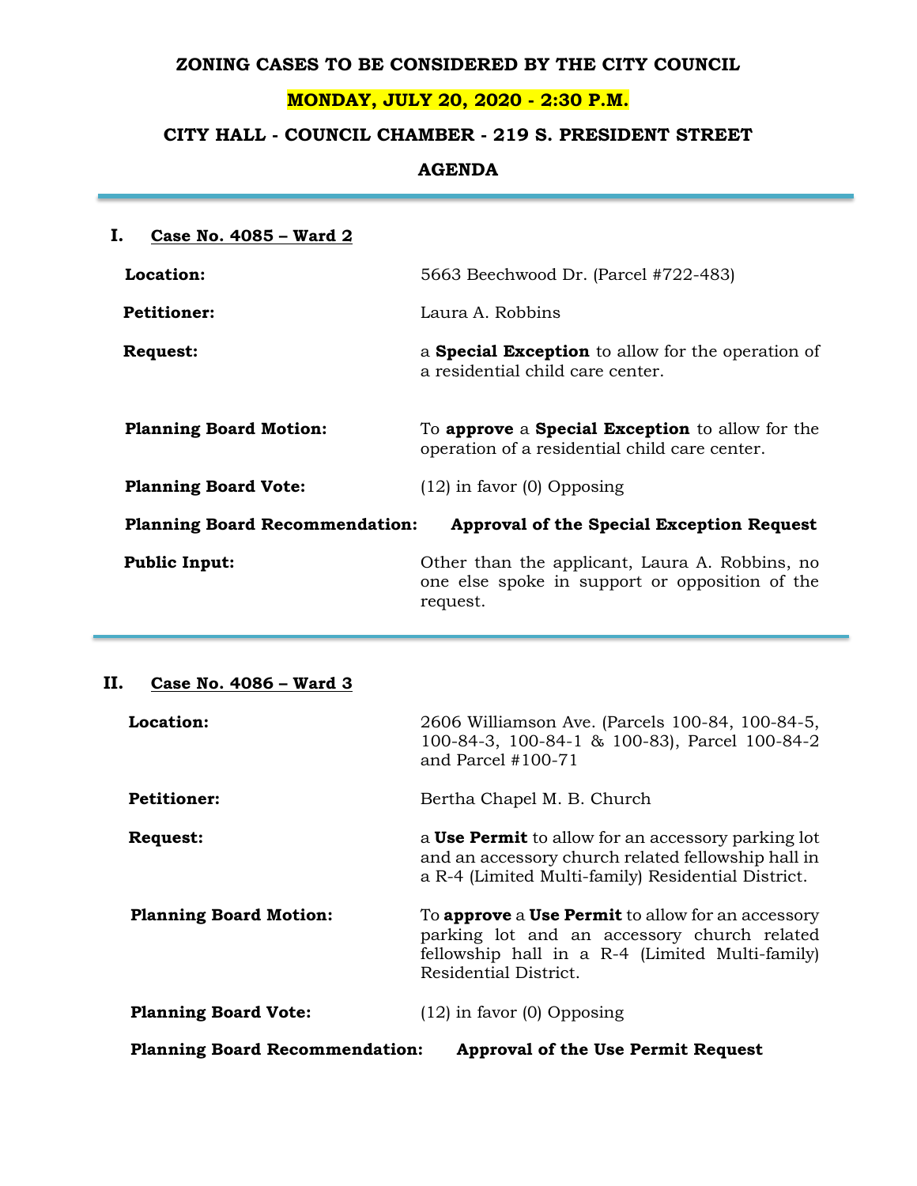# ZONING CASES TO BE CONSIDERED BY THE CITY COUNCIL

## MONDAY, JULY 20, 2020 - 2:30 P.M.

## CITY HALL - COUNCIL CHAMBER - 219 S. PRESIDENT STREET

## AGENDA

---

### I. Case No. 4085 – Ward 2

**Location:** 5663 Beechwood Dr. (Parcel #722-483)

**Petitioner:** Laura A. Robbins

**Request:** a **Special Exception** to allow for the operation of a residential child care center.

**Planning Board Motion:** To **approve** a **Special Exception** to allow for the operation of a residential child care center.

**Planning Board Vote:** (12) in favor (0) Opposing

**Planning Board Recommendation:** **Approval of the Special Exception Request**

**Public Input:** Other than the applicant, Laura A. Robbins, no one else spoke in support or opposition of the request.

---

### II. Case No. 4086 – Ward 3

**Location:** 2606 Williamson Ave. (Parcels 100-84, 100-84-5, 100-84-3, 100-84-1 & 100-83), Parcel 100-84-2 and Parcel #100-71

**Petitioner:** Bertha Chapel M. B. Church

**Request:** a **Use Permit** to allow for an accessory parking lot and an accessory church related fellowship hall in a R-4 (Limited Multi-family) Residential District.

**Planning Board Motion:** To **approve** a **Use Permit** to allow for an accessory parking lot and an accessory church related fellowship hall in a R-4 (Limited Multi-family) Residential District.

**Planning Board Vote:** (12) in favor (0) Opposing

**Planning Board Recommendation:** **Approval of the Use Permit Request**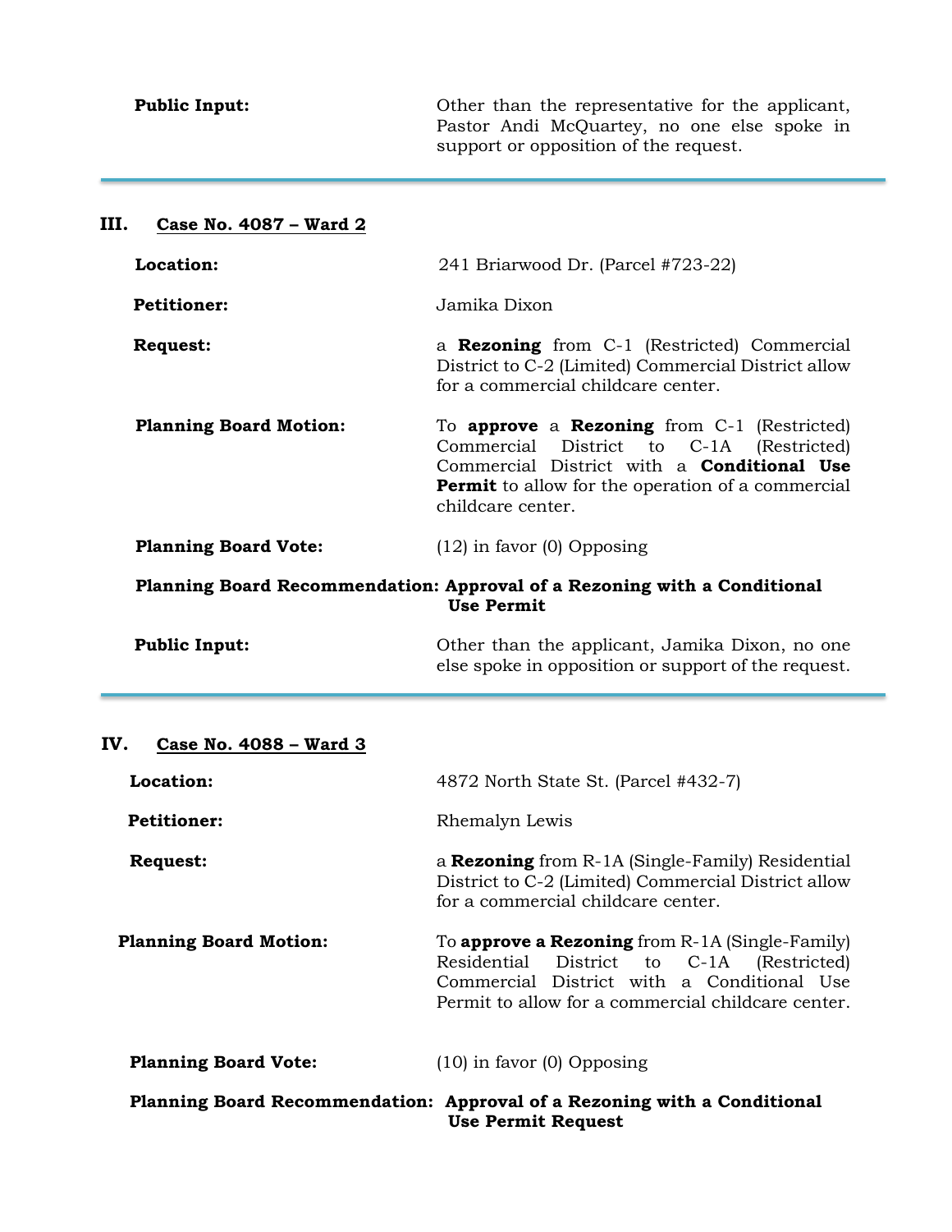**Public Input:** Other than the representative for the applicant, Pastor Andi McQuartey, no one else spoke in support or opposition of the request.

---

## III. Case No. 4087 – Ward 2

**Location:** 241 Briarwood Dr. (Parcel #723-22)

**Petitioner:** Jamika Dixon

**Request:** a **Rezoning** from C-1 (Restricted) Commercial District to C-2 (Limited) Commercial District allow for a commercial childcare center.

**Planning Board Motion:** To **approve** a **Rezoning** from C-1 (Restricted) Commercial District to C-1A (Restricted) Commercial District with a **Conditional Use Permit** to allow for the operation of a commercial childcare center.

**Planning Board Vote:** (12) in favor (0) Opposing

**Planning Board Recommendation: Approval of a Rezoning with a Conditional Use Permit**

**Public Input:** Other than the applicant, Jamika Dixon, no one else spoke in opposition or support of the request.

---

## IV. Case No. 4088 – Ward 3

**Location:** 4872 North State St. (Parcel #432-7)

**Petitioner:** Rhemalyn Lewis

**Request:** a **Rezoning** from R-1A (Single-Family) Residential District to C-2 (Limited) Commercial District allow for a commercial childcare center.

**Planning Board Motion:** To **approve a Rezoning** from R-1A (Single-Family) Residential District to C-1A (Restricted) Commercial District with a Conditional Use Permit to allow for a commercial childcare center.

**Planning Board Vote:** (10) in favor (0) Opposing

**Planning Board Recommendation: Approval of a Rezoning with a Conditional Use Permit Request**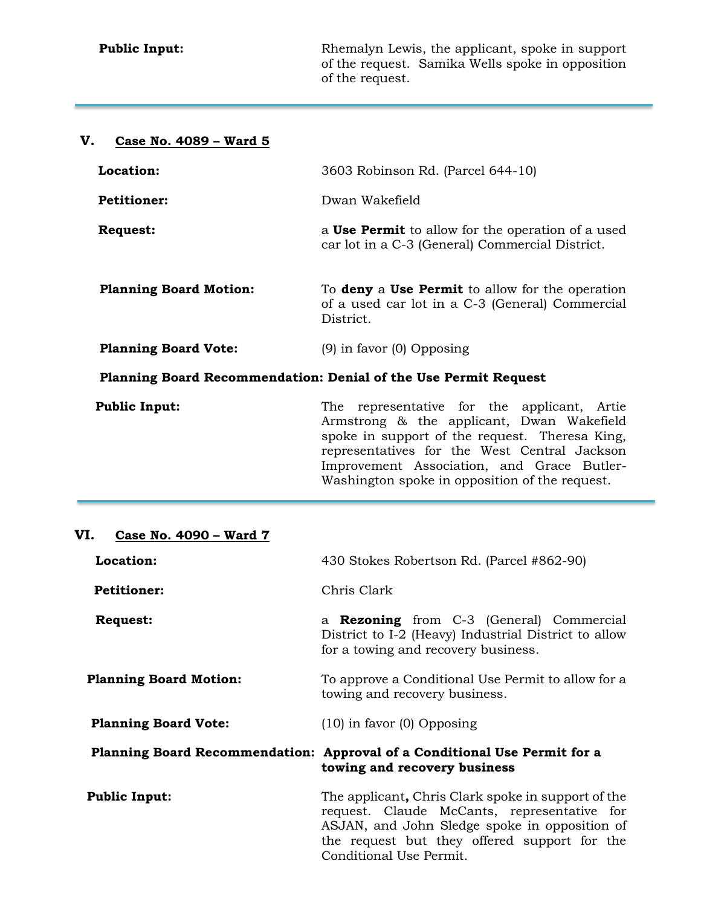**Public Input:** Rhemalyn Lewis, the applicant, spoke in support of the request. Samika Wells spoke in opposition of the request.

---

## V. Case No. 4089 – Ward 5

**Location:** 3603 Robinson Rd. (Parcel 644-10)

**Petitioner:** Dwan Wakefield

**Request:** a **Use Permit** to allow for the operation of a used car lot in a C-3 (General) Commercial District.

**Planning Board Motion:** To **deny** a **Use Permit** to allow for the operation of a used car lot in a C-3 (General) Commercial District.

**Planning Board Vote:** (9) in favor (0) Opposing

**Planning Board Recommendation: Denial of the Use Permit Request**

**Public Input:** The representative for the applicant, Artie Armstrong & the applicant, Dwan Wakefield spoke in support of the request. Theresa King, representatives for the West Central Jackson Improvement Association, and Grace Butler-Washington spoke in opposition of the request.

---

## VI. Case No. 4090 – Ward 7

**Location:** 430 Stokes Robertson Rd. (Parcel #862-90)

**Petitioner:** Chris Clark

**Request:** a **Rezoning** from C-3 (General) Commercial District to I-2 (Heavy) Industrial District to allow for a towing and recovery business.

**Planning Board Motion:** To approve a Conditional Use Permit to allow for a towing and recovery business.

**Planning Board Vote:** (10) in favor (0) Opposing

**Planning Board Recommendation: Approval of a Conditional Use Permit for a towing and recovery business**

**Public Input:** The applicant**,** Chris Clark spoke in support of the request. Claude McCants, representative for ASJAN, and John Sledge spoke in opposition of the request but they offered support for the Conditional Use Permit.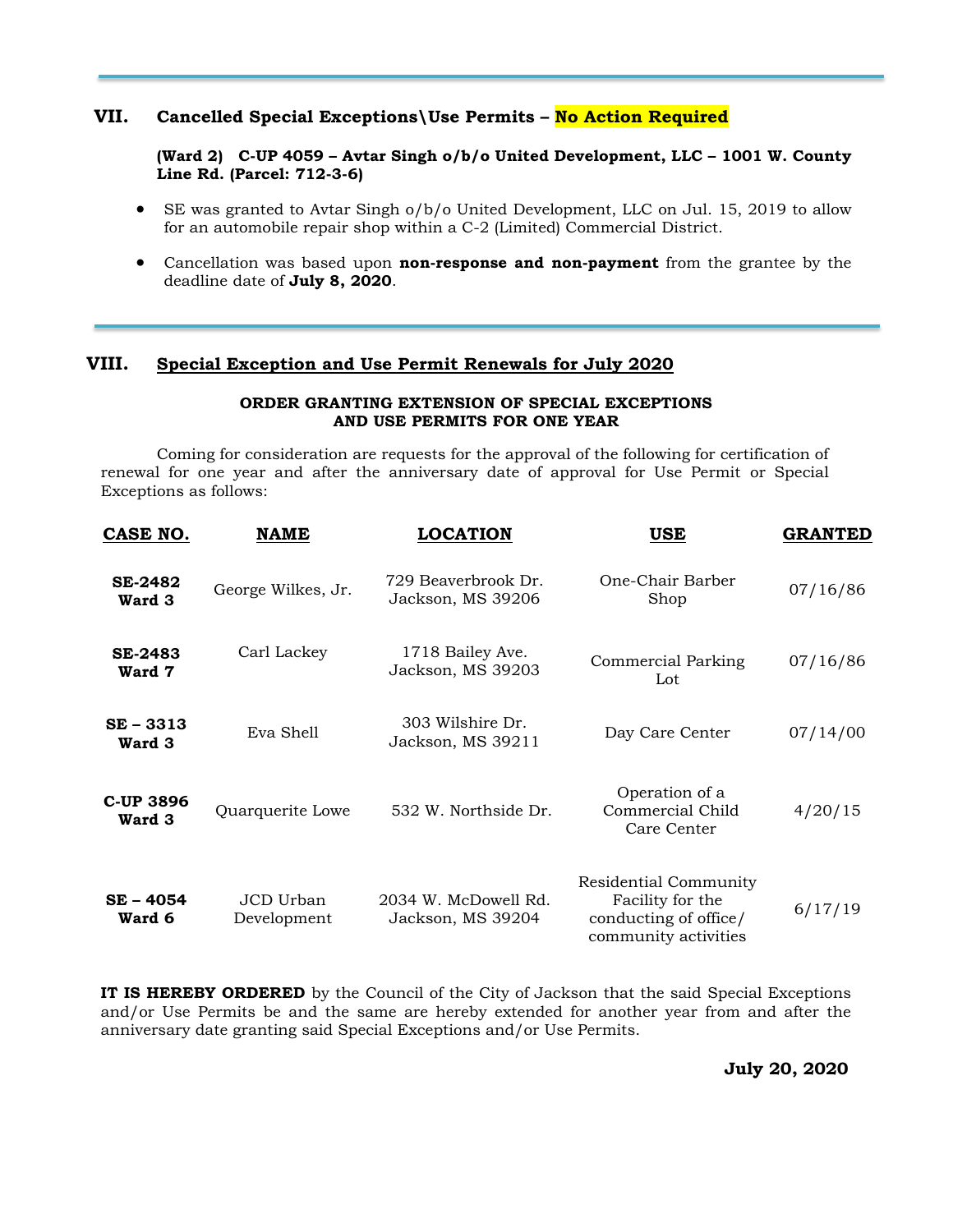## VII. Cancelled Special Exceptions\Use Permits – No Action Required

**(Ward 2) C-UP 4059 – Avtar Singh o/b/o United Development, LLC – 1001 W. County Line Rd. (Parcel: 712-3-6)**

- SE was granted to Avtar Singh o/b/o United Development, LLC on Jul. 15, 2019 to allow for an automobile repair shop within a C-2 (Limited) Commercial District.
- Cancellation was based upon **non-response and non-payment** from the grantee by the deadline date of **July 8, 2020**.

## VIII. Special Exception and Use Permit Renewals for July 2020

**ORDER GRANTING EXTENSION OF SPECIAL EXCEPTIONS AND USE PERMITS FOR ONE YEAR**

Coming for consideration are requests for the approval of the following for certification of renewal for one year and after the anniversary date of approval for Use Permit or Special Exceptions as follows:

| CASE NO. | NAME | LOCATION | USE | GRANTED |
|---|---|---|---|---|
| **SE-2482 Ward 3** | George Wilkes, Jr. | 729 Beaverbrook Dr. Jackson, MS 39206 | One-Chair Barber Shop | 07/16/86 |
| **SE-2483 Ward 7** | Carl Lackey | 1718 Bailey Ave. Jackson, MS 39203 | Commercial Parking Lot | 07/16/86 |
| **SE – 3313 Ward 3** | Eva Shell | 303 Wilshire Dr. Jackson, MS 39211 | Day Care Center | 07/14/00 |
| **C-UP 3896 Ward 3** | Quarquerite Lowe | 532 W. Northside Dr. | Operation of a Commercial Child Care Center | 4/20/15 |
| **SE – 4054 Ward 6** | JCD Urban Development | 2034 W. McDowell Rd. Jackson, MS 39204 | Residential Community Facility for the conducting of office/ community activities | 6/17/19 |

**IT IS HEREBY ORDERED** by the Council of the City of Jackson that the said Special Exceptions and/or Use Permits be and the same are hereby extended for another year from and after the anniversary date granting said Special Exceptions and/or Use Permits.

**July 20, 2020**